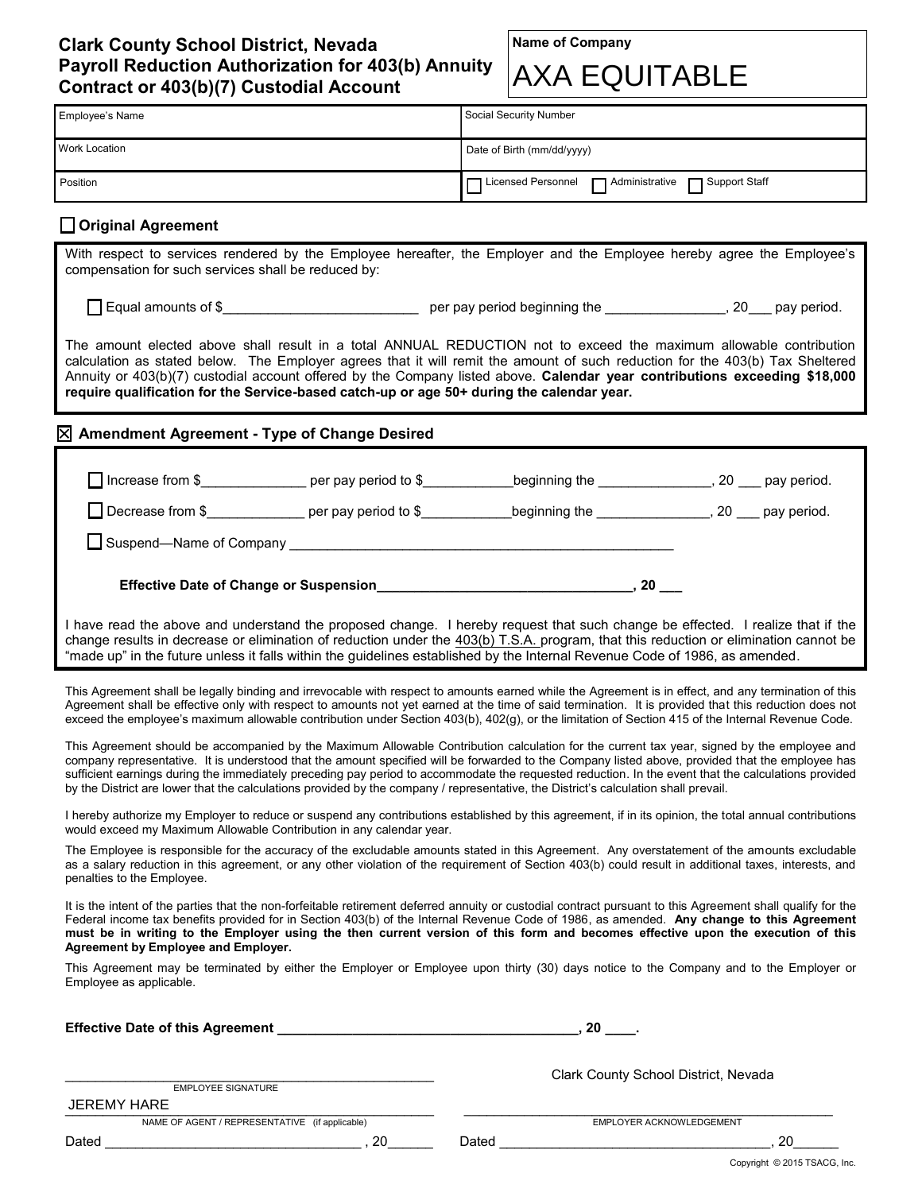## Clark County School District, Nevada
## Payroll Reduction Authorization for 403(b) Annuity Contract or 403(b)(7) Custodial Account

| Name of Company |
|---|
| AXA EQUITABLE |

| | |
|---|---|
| Employee's Name | Social Security Number |
| Work Location | Date of Birth (mm/dd/yyyy) |
| Position | ☐ Licensed Personnel ☐ Administrative ☐ Support Staff |

### ☐ Original Agreement

With respect to services rendered by the Employee hereafter, the Employer and the Employee hereby agree the Employee's compensation for such services shall be reduced by:

☐ Equal amounts of $__________________________ per pay period beginning the _______________, 20___ pay period.

The amount elected above shall result in a total ANNUAL REDUCTION not to exceed the maximum allowable contribution calculation as stated below. The Employer agrees that it will remit the amount of such reduction for the 403(b) Tax Sheltered Annuity or 403(b)(7) custodial account offered by the Company listed above. **Calendar year contributions exceeding $18,000 require qualification for the Service-based catch-up or age 50+ during the calendar year.**

### ☒ Amendment Agreement - Type of Change Desired

☐ Increase from $_____________ per pay period to $___________beginning the ______________, 20 ___ pay period.

☐ Decrease from $____________ per pay period to $___________beginning the ______________, 20 ___ pay period.

☐ Suspend—Name of Company __________________________________________________

**Effective Date of Change or Suspension_________________________________, 20 ___**

I have read the above and understand the proposed change. I hereby request that such change be effected. I realize that if the change results in decrease or elimination of reduction under the 403(b) T.S.A. program, that this reduction or elimination cannot be "made up" in the future unless it falls within the guidelines established by the Internal Revenue Code of 1986, as amended.

This Agreement shall be legally binding and irrevocable with respect to amounts earned while the Agreement is in effect, and any termination of this Agreement shall be effective only with respect to amounts not yet earned at the time of said termination. It is provided that this reduction does not exceed the employee's maximum allowable contribution under Section 403(b), 402(g), or the limitation of Section 415 of the Internal Revenue Code.

This Agreement should be accompanied by the Maximum Allowable Contribution calculation for the current tax year, signed by the employee and company representative. It is understood that the amount specified will be forwarded to the Company listed above, provided that the employee has sufficient earnings during the immediately preceding pay period to accommodate the requested reduction. In the event that the calculations provided by the District are lower that the calculations provided by the company / representative, the District's calculation shall prevail.

I hereby authorize my Employer to reduce or suspend any contributions established by this agreement, if in its opinion, the total annual contributions would exceed my Maximum Allowable Contribution in any calendar year.

The Employee is responsible for the accuracy of the excludable amounts stated in this Agreement. Any overstatement of the amounts excludable as a salary reduction in this agreement, or any other violation of the requirement of Section 403(b) could result in additional taxes, interests, and penalties to the Employee.

It is the intent of the parties that the non-forfeitable retirement deferred annuity or custodial contract pursuant to this Agreement shall qualify for the Federal income tax benefits provided for in Section 403(b) of the Internal Revenue Code of 1986, as amended. **Any change to this Agreement must be in writing to the Employer using the then current version of this form and becomes effective upon the execution of this Agreement by Employee and Employer.**

This Agreement may be terminated by either the Employer or Employee upon thirty (30) days notice to the Company and to the Employer or Employee as applicable.

**Effective Date of this Agreement _______________________________________, 20 ____.**

_______________________________________ 
EMPLOYEE SIGNATURE

JEREMY HARE
NAME OF AGENT / REPRESENTATIVE (if applicable)

Dated ___________________________________ , 20______

Clark County School District, Nevada

_______________________________________ 
EMPLOYER ACKNOWLEDGEMENT

Dated ___________________________________, 20______

Copyright © 2015 TSACG, Inc.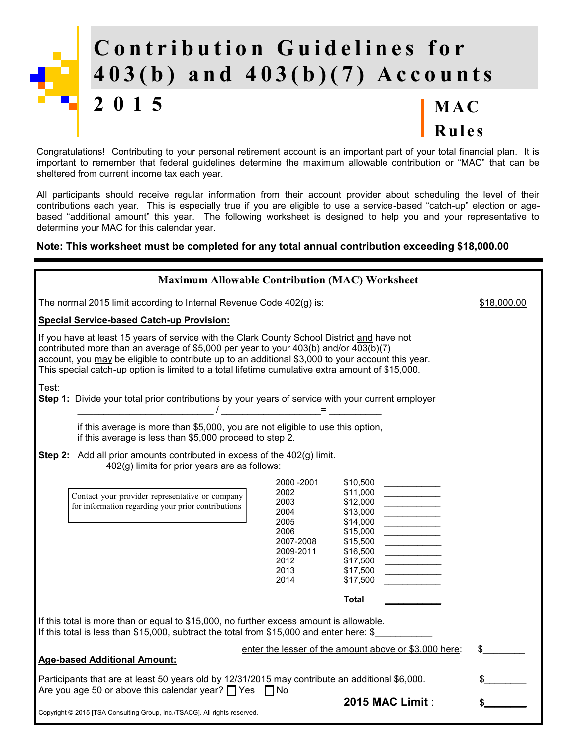# Contribution Guidelines for 403(b) and 403(b)(7) Accounts

## 2015

## MAC Rules

Congratulations! Contributing to your personal retirement account is an important part of your total financial plan. It is important to remember that federal guidelines determine the maximum allowable contribution or "MAC" that can be sheltered from current income tax each year.

All participants should receive regular information from their account provider about scheduling the level of their contributions each year. This is especially true if you are eligible to use a service-based "catch-up" election or age-based "additional amount" this year. The following worksheet is designed to help you and your representative to determine your MAC for this calendar year.

**Note: This worksheet must be completed for any total annual contribution exceeding $18,000.00**

---

### Maximum Allowable Contribution (MAC) Worksheet

The normal 2015 limit according to Internal Revenue Code 402(g) is: $18,000.00

**Special Service-based Catch-up Provision:**

If you have at least 15 years of service with the Clark County School District and have not contributed more than an average of $5,000 per year to your 403(b) and/or 403(b)(7) account, you may be eligible to contribute up to an additional $3,000 to your account this year. This special catch-up option is limited to a total lifetime cumulative extra amount of $15,000.

Test:

**Step 1:** Divide your total prior contributions by your years of service with your current employer

_________________________ / __________________= __________

if this average is more than $5,000, you are not eligible to use this option,
if this average is less than $5,000 proceed to step 2.

**Step 2:** Add all prior amounts contributed in excess of the 402(g) limit.
402(g) limits for prior years are as follows:

Contact your provider representative or company for information regarding your prior contributions

| | | |
|---|---|---|
| 2000 -2001 | $10,500 | ___________ |
| 2002 | $11,000 | ___________ |
| 2003 | $12,000 | ___________ |
| 2004 | $13,000 | ___________ |
| 2005 | $14,000 | ___________ |
| 2006 | $15,000 | ___________ |
| 2007-2008 | $15,500 | ___________ |
| 2009-2011 | $16,500 | ___________ |
| 2012 | $17,500 | ___________ |
| 2013 | $17,500 | ___________ |
| 2014 | $17,500 | ___________ |
| | **Total** | ___________ |

If this total is more than or equal to $15,000, no further excess amount is allowable.
If this total is less than $15,000, subtract the total from $15,000 and enter here: $___________

enter the lesser of the amount above or $3,000 here: $________

**Age-based Additional Amount:**

Participants that are at least 50 years old by 12/31/2015 may contribute an additional $6,000. $________
Are you age 50 or above this calendar year? ☐ Yes ☐ No

**2015 MAC Limit** : **$________**

Copyright © 2015 [TSA Consulting Group, Inc./TSACG]. All rights reserved.